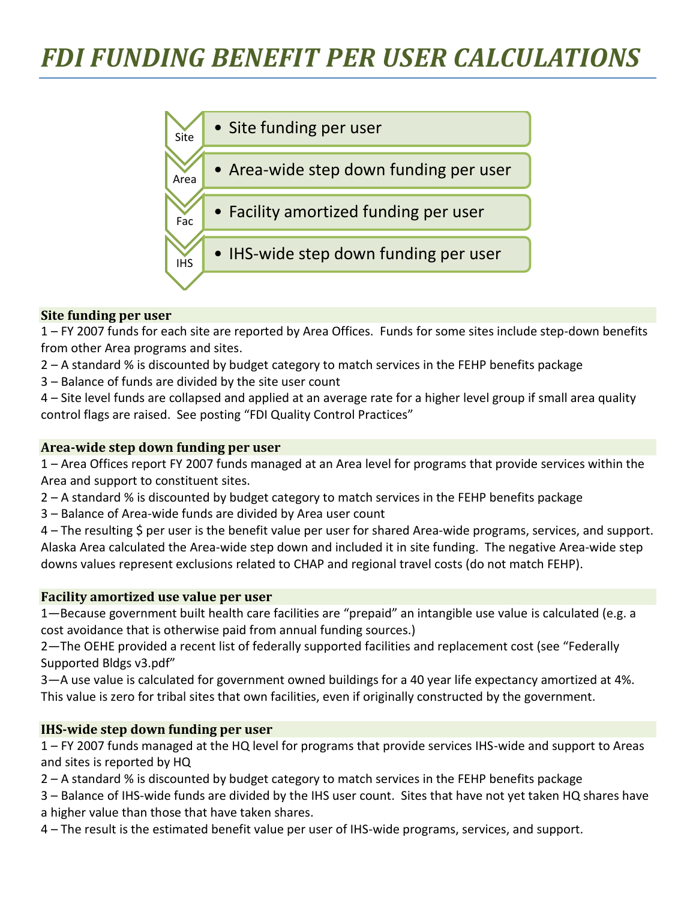# *FDI FUNDING BENEFIT PER USER CALCULATIONS*

- Site — Site funding per user
- Area — Area-wide step down funding per user
- Fac — Facility amortized funding per user
- IHS — IHS-wide step down funding per user

### Site funding per user

1 – FY 2007 funds for each site are reported by Area Offices. Funds for some sites include step-down benefits from other Area programs and sites.

2 – A standard % is discounted by budget category to match services in the FEHP benefits package

3 – Balance of funds are divided by the site user count

4 – Site level funds are collapsed and applied at an average rate for a higher level group if small area quality control flags are raised. See posting "FDI Quality Control Practices"

### Area-wide step down funding per user

1 – Area Offices report FY 2007 funds managed at an Area level for programs that provide services within the Area and support to constituent sites.

2 – A standard % is discounted by budget category to match services in the FEHP benefits package

3 – Balance of Area-wide funds are divided by Area user count

4 – The resulting $ per user is the benefit value per user for shared Area-wide programs, services, and support. Alaska Area calculated the Area-wide step down and included it in site funding. The negative Area-wide step downs values represent exclusions related to CHAP and regional travel costs (do not match FEHP).

### Facility amortized use value per user

1—Because government built health care facilities are "prepaid" an intangible use value is calculated (e.g. a cost avoidance that is otherwise paid from annual funding sources.)

2—The OEHE provided a recent list of federally supported facilities and replacement cost (see "Federally Supported Bldgs v3.pdf"

3—A use value is calculated for government owned buildings for a 40 year life expectancy amortized at 4%. This value is zero for tribal sites that own facilities, even if originally constructed by the government.

### IHS-wide step down funding per user

1 – FY 2007 funds managed at the HQ level for programs that provide services IHS-wide and support to Areas and sites is reported by HQ

2 – A standard % is discounted by budget category to match services in the FEHP benefits package

3 – Balance of IHS-wide funds are divided by the IHS user count. Sites that have not yet taken HQ shares have a higher value than those that have taken shares.

4 – The result is the estimated benefit value per user of IHS-wide programs, services, and support.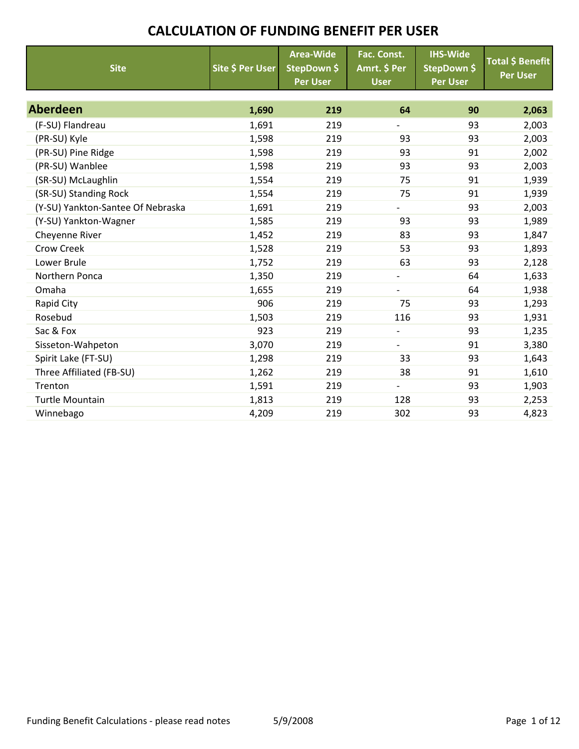# CALCULATION OF FUNDING BENEFIT PER USER

| Site | Site $ Per User | Area-Wide StepDown $ Per User | Fac. Const. Amrt. $ Per User | IHS-Wide StepDown $ Per User | Total $ Benefit Per User |
|---|---|---|---|---|---|
| **Aberdeen** | **1,690** | **219** | **64** | **90** | **2,063** |
| (F-SU) Flandreau | 1,691 | 219 | - | 93 | 2,003 |
| (PR-SU) Kyle | 1,598 | 219 | 93 | 93 | 2,003 |
| (PR-SU) Pine Ridge | 1,598 | 219 | 93 | 91 | 2,002 |
| (PR-SU) Wanblee | 1,598 | 219 | 93 | 93 | 2,003 |
| (SR-SU) McLaughlin | 1,554 | 219 | 75 | 91 | 1,939 |
| (SR-SU) Standing Rock | 1,554 | 219 | 75 | 91 | 1,939 |
| (Y-SU) Yankton-Santee Of Nebraska | 1,691 | 219 | - | 93 | 2,003 |
| (Y-SU) Yankton-Wagner | 1,585 | 219 | 93 | 93 | 1,989 |
| Cheyenne River | 1,452 | 219 | 83 | 93 | 1,847 |
| Crow Creek | 1,528 | 219 | 53 | 93 | 1,893 |
| Lower Brule | 1,752 | 219 | 63 | 93 | 2,128 |
| Northern Ponca | 1,350 | 219 | - | 64 | 1,633 |
| Omaha | 1,655 | 219 | - | 64 | 1,938 |
| Rapid City | 906 | 219 | 75 | 93 | 1,293 |
| Rosebud | 1,503 | 219 | 116 | 93 | 1,931 |
| Sac & Fox | 923 | 219 | - | 93 | 1,235 |
| Sisseton-Wahpeton | 3,070 | 219 | - | 91 | 3,380 |
| Spirit Lake (FT-SU) | 1,298 | 219 | 33 | 93 | 1,643 |
| Three Affiliated (FB-SU) | 1,262 | 219 | 38 | 91 | 1,610 |
| Trenton | 1,591 | 219 | - | 93 | 1,903 |
| Turtle Mountain | 1,813 | 219 | 128 | 93 | 2,253 |
| Winnebago | 4,209 | 219 | 302 | 93 | 4,823 |

Funding Benefit Calculations - please read notes    5/9/2008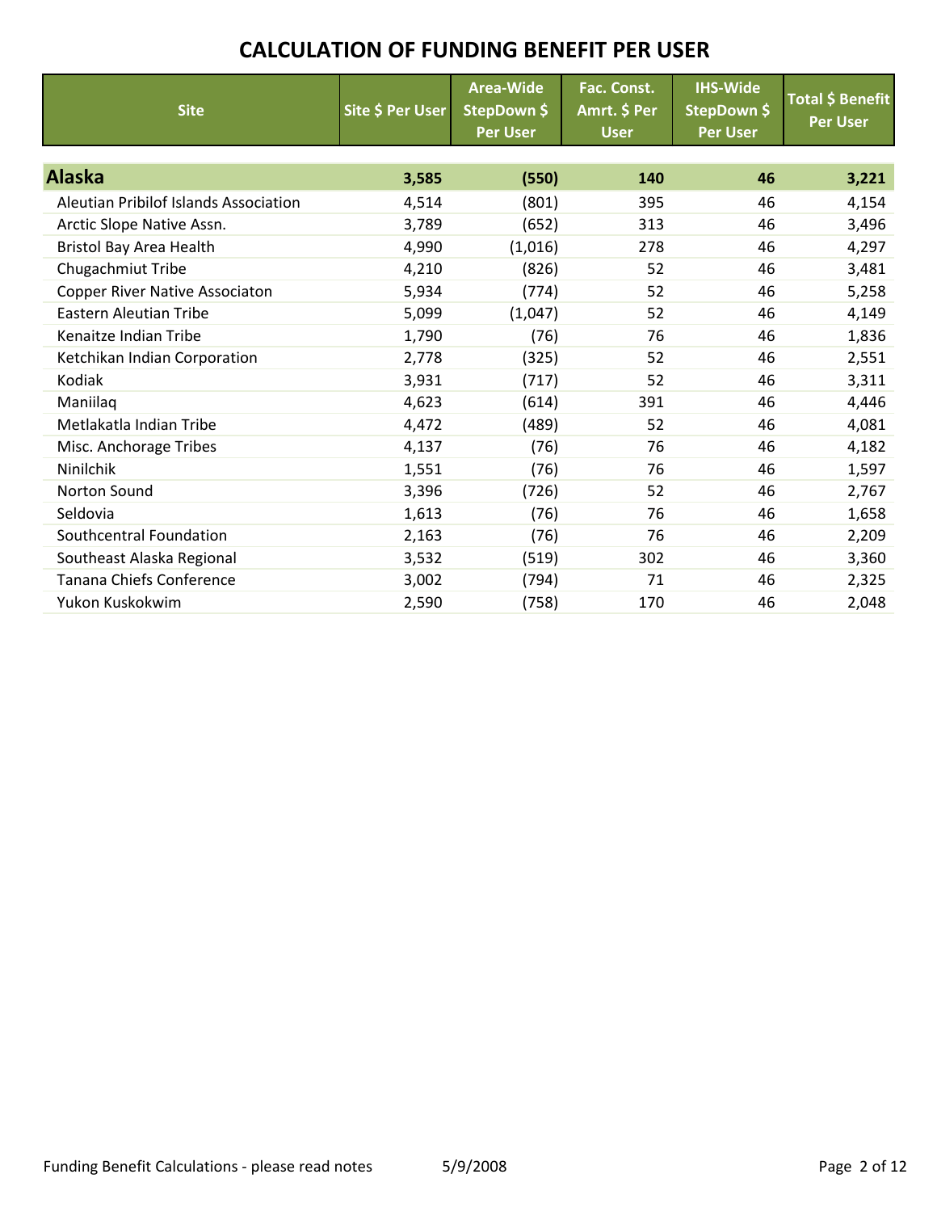# CALCULATION OF FUNDING BENEFIT PER USER

| Site | Site $ Per User | Area-Wide StepDown $ Per User | Fac. Const. Amrt. $ Per User | IHS-Wide StepDown $ Per User | Total $ Benefit Per User |
|---|---|---|---|---|---|
| **Alaska** | **3,585** | **(550)** | **140** | **46** | **3,221** |
| Aleutian Pribilof Islands Association | 4,514 | (801) | 395 | 46 | 4,154 |
| Arctic Slope Native Assn. | 3,789 | (652) | 313 | 46 | 3,496 |
| Bristol Bay Area Health | 4,990 | (1,016) | 278 | 46 | 4,297 |
| Chugachmiut Tribe | 4,210 | (826) | 52 | 46 | 3,481 |
| Copper River Native Associaton | 5,934 | (774) | 52 | 46 | 5,258 |
| Eastern Aleutian Tribe | 5,099 | (1,047) | 52 | 46 | 4,149 |
| Kenaitze Indian Tribe | 1,790 | (76) | 76 | 46 | 1,836 |
| Ketchikan Indian Corporation | 2,778 | (325) | 52 | 46 | 2,551 |
| Kodiak | 3,931 | (717) | 52 | 46 | 3,311 |
| Maniilaq | 4,623 | (614) | 391 | 46 | 4,446 |
| Metlakatla Indian Tribe | 4,472 | (489) | 52 | 46 | 4,081 |
| Misc. Anchorage Tribes | 4,137 | (76) | 76 | 46 | 4,182 |
| Ninilchik | 1,551 | (76) | 76 | 46 | 1,597 |
| Norton Sound | 3,396 | (726) | 52 | 46 | 2,767 |
| Seldovia | 1,613 | (76) | 76 | 46 | 1,658 |
| Southcentral Foundation | 2,163 | (76) | 76 | 46 | 2,209 |
| Southeast Alaska Regional | 3,532 | (519) | 302 | 46 | 3,360 |
| Tanana Chiefs Conference | 3,002 | (794) | 71 | 46 | 2,325 |
| Yukon Kuskokwim | 2,590 | (758) | 170 | 46 | 2,048 |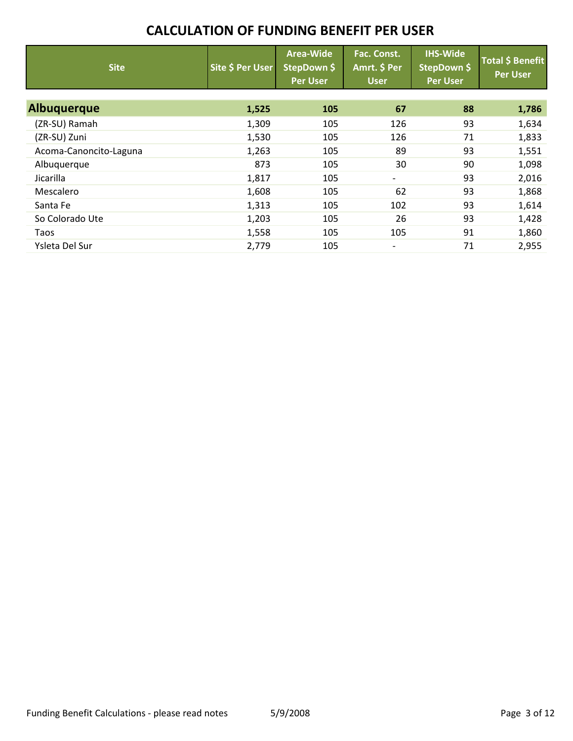# CALCULATION OF FUNDING BENEFIT PER USER

| Site | Site $ Per User | Area-Wide StepDown $ Per User | Fac. Const. Amrt. $ Per User | IHS-Wide StepDown $ Per User | Total $ Benefit Per User |
|---|---|---|---|---|---|
| **Albuquerque** | **1,525** | **105** | **67** | **88** | **1,786** |
| (ZR-SU) Ramah | 1,309 | 105 | 126 | 93 | 1,634 |
| (ZR-SU) Zuni | 1,530 | 105 | 126 | 71 | 1,833 |
| Acoma-Canoncito-Laguna | 1,263 | 105 | 89 | 93 | 1,551 |
| Albuquerque | 873 | 105 | 30 | 90 | 1,098 |
| Jicarilla | 1,817 | 105 | - | 93 | 2,016 |
| Mescalero | 1,608 | 105 | 62 | 93 | 1,868 |
| Santa Fe | 1,313 | 105 | 102 | 93 | 1,614 |
| So Colorado Ute | 1,203 | 105 | 26 | 93 | 1,428 |
| Taos | 1,558 | 105 | 105 | 91 | 1,860 |
| Ysleta Del Sur | 2,779 | 105 | - | 71 | 2,955 |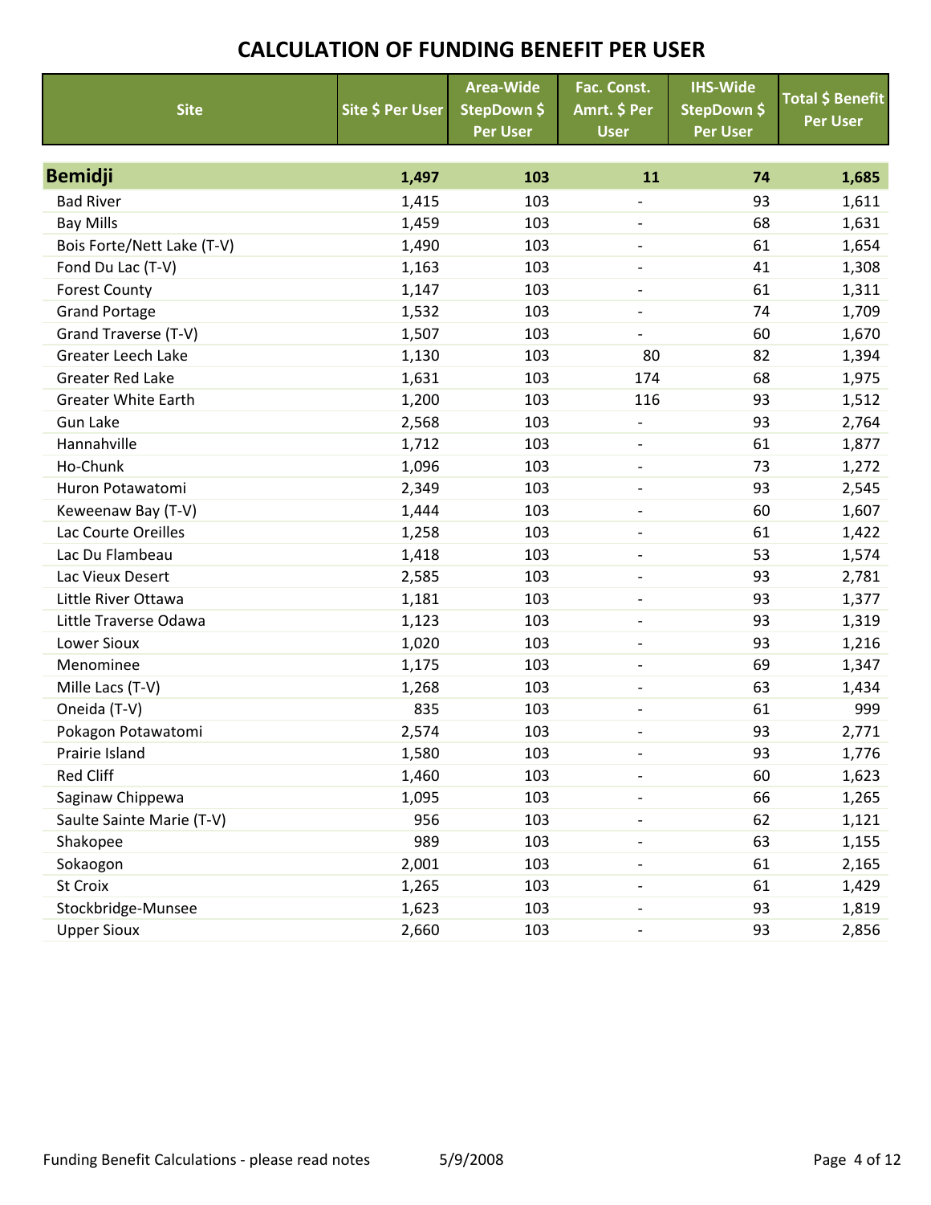# CALCULATION OF FUNDING BENEFIT PER USER

| Site | Site $ Per User | Area-Wide StepDown $ Per User | Fac. Const. Amrt. $ Per User | IHS-Wide StepDown $ Per User | Total $ Benefit Per User |
|---|---|---|---|---|---|
| **Bemidji** | **1,497** | **103** | **11** | **74** | **1,685** |
| Bad River | 1,415 | 103 | - | 93 | 1,611 |
| Bay Mills | 1,459 | 103 | - | 68 | 1,631 |
| Bois Forte/Nett Lake (T-V) | 1,490 | 103 | - | 61 | 1,654 |
| Fond Du Lac (T-V) | 1,163 | 103 | - | 41 | 1,308 |
| Forest County | 1,147 | 103 | - | 61 | 1,311 |
| Grand Portage | 1,532 | 103 | - | 74 | 1,709 |
| Grand Traverse (T-V) | 1,507 | 103 | - | 60 | 1,670 |
| Greater Leech Lake | 1,130 | 103 | 80 | 82 | 1,394 |
| Greater Red Lake | 1,631 | 103 | 174 | 68 | 1,975 |
| Greater White Earth | 1,200 | 103 | 116 | 93 | 1,512 |
| Gun Lake | 2,568 | 103 | - | 93 | 2,764 |
| Hannahville | 1,712 | 103 | - | 61 | 1,877 |
| Ho-Chunk | 1,096 | 103 | - | 73 | 1,272 |
| Huron Potawatomi | 2,349 | 103 | - | 93 | 2,545 |
| Keweenaw Bay (T-V) | 1,444 | 103 | - | 60 | 1,607 |
| Lac Courte Oreilles | 1,258 | 103 | - | 61 | 1,422 |
| Lac Du Flambeau | 1,418 | 103 | - | 53 | 1,574 |
| Lac Vieux Desert | 2,585 | 103 | - | 93 | 2,781 |
| Little River Ottawa | 1,181 | 103 | - | 93 | 1,377 |
| Little Traverse Odawa | 1,123 | 103 | - | 93 | 1,319 |
| Lower Sioux | 1,020 | 103 | - | 93 | 1,216 |
| Menominee | 1,175 | 103 | - | 69 | 1,347 |
| Mille Lacs (T-V) | 1,268 | 103 | - | 63 | 1,434 |
| Oneida (T-V) | 835 | 103 | - | 61 | 999 |
| Pokagon Potawatomi | 2,574 | 103 | - | 93 | 2,771 |
| Prairie Island | 1,580 | 103 | - | 93 | 1,776 |
| Red Cliff | 1,460 | 103 | - | 60 | 1,623 |
| Saginaw Chippewa | 1,095 | 103 | - | 66 | 1,265 |
| Saulte Sainte Marie (T-V) | 956 | 103 | - | 62 | 1,121 |
| Shakopee | 989 | 103 | - | 63 | 1,155 |
| Sokaogon | 2,001 | 103 | - | 61 | 2,165 |
| St Croix | 1,265 | 103 | - | 61 | 1,429 |
| Stockbridge-Munsee | 1,623 | 103 | - | 93 | 1,819 |
| Upper Sioux | 2,660 | 103 | - | 93 | 2,856 |

Funding Benefit Calculations - please read notes 5/9/2008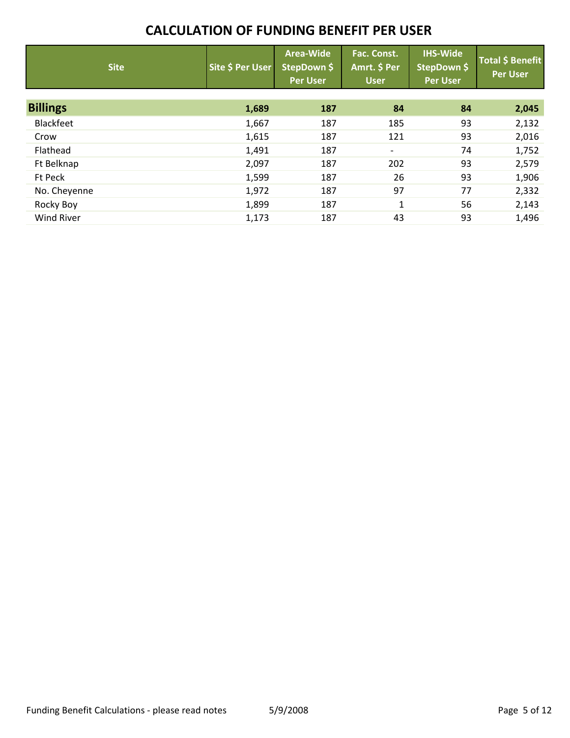# CALCULATION OF FUNDING BENEFIT PER USER

| Site | Site $ Per User | Area-Wide StepDown $ Per User | Fac. Const. Amrt. $ Per User | IHS-Wide StepDown $ Per User | Total $ Benefit Per User |
|---|---|---|---|---|---|
| **Billings** | **1,689** | **187** | **84** | **84** | **2,045** |
| Blackfeet | 1,667 | 187 | 185 | 93 | 2,132 |
| Crow | 1,615 | 187 | 121 | 93 | 2,016 |
| Flathead | 1,491 | 187 | - | 74 | 1,752 |
| Ft Belknap | 2,097 | 187 | 202 | 93 | 2,579 |
| Ft Peck | 1,599 | 187 | 26 | 93 | 1,906 |
| No. Cheyenne | 1,972 | 187 | 97 | 77 | 2,332 |
| Rocky Boy | 1,899 | 187 | 1 | 56 | 2,143 |
| Wind River | 1,173 | 187 | 43 | 93 | 1,496 |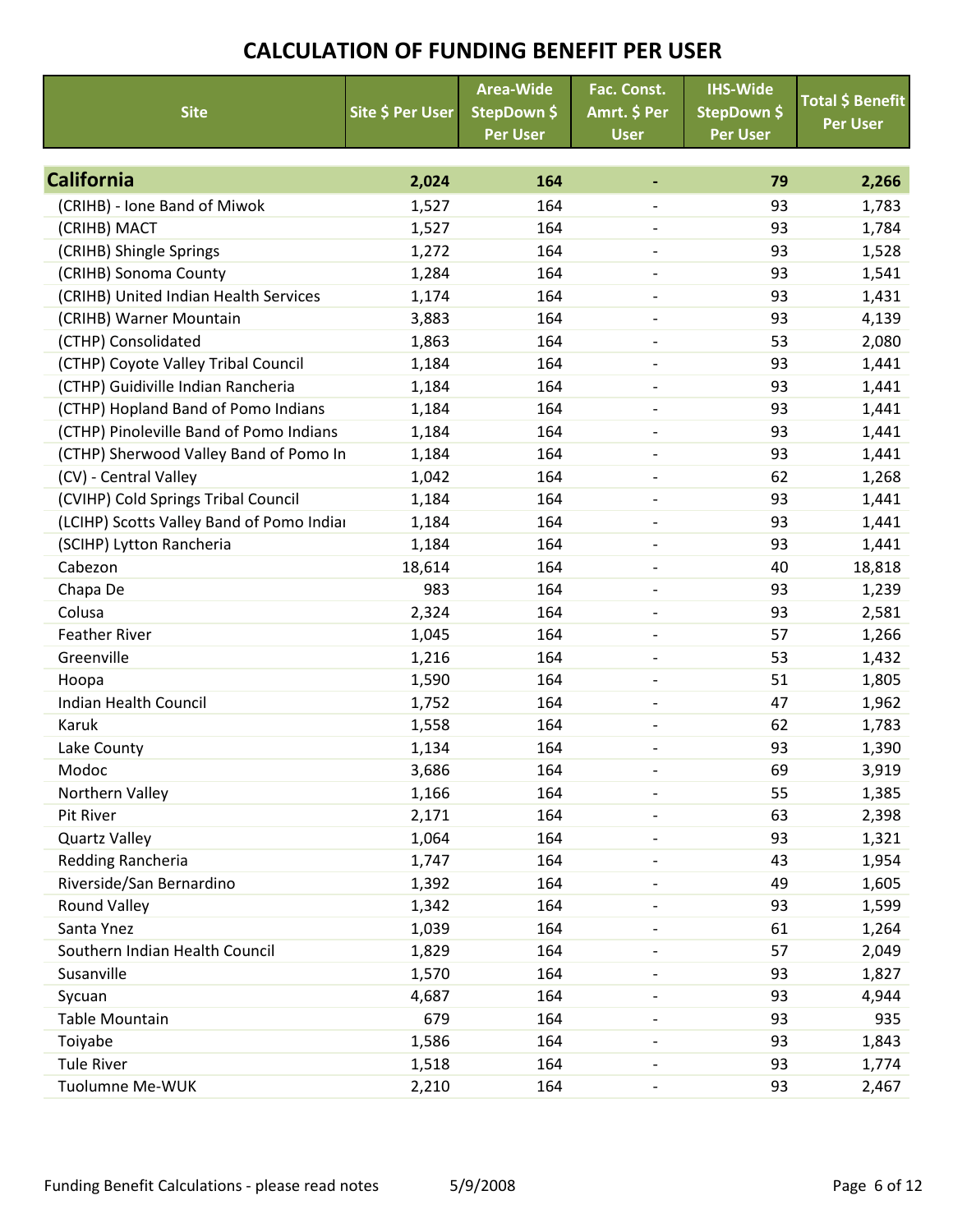# CALCULATION OF FUNDING BENEFIT PER USER

| Site | Site $ Per User | Area-Wide StepDown $ Per User | Fac. Const. Amrt. $ Per User | IHS-Wide StepDown $ Per User | Total $ Benefit Per User |
|---|---|---|---|---|---|
| **California** | **2,024** | **164** | **-** | **79** | **2,266** |
| (CRIHB) - Ione Band of Miwok | 1,527 | 164 | - | 93 | 1,783 |
| (CRIHB) MACT | 1,527 | 164 | - | 93 | 1,784 |
| (CRIHB) Shingle Springs | 1,272 | 164 | - | 93 | 1,528 |
| (CRIHB) Sonoma County | 1,284 | 164 | - | 93 | 1,541 |
| (CRIHB) United Indian Health Services | 1,174 | 164 | - | 93 | 1,431 |
| (CRIHB) Warner Mountain | 3,883 | 164 | - | 93 | 4,139 |
| (CTHP) Consolidated | 1,863 | 164 | - | 53 | 2,080 |
| (CTHP) Coyote Valley Tribal Council | 1,184 | 164 | - | 93 | 1,441 |
| (CTHP) Guidiville Indian Rancheria | 1,184 | 164 | - | 93 | 1,441 |
| (CTHP) Hopland Band of Pomo Indians | 1,184 | 164 | - | 93 | 1,441 |
| (CTHP) Pinoleville Band of Pomo Indians | 1,184 | 164 | - | 93 | 1,441 |
| (CTHP) Sherwood Valley Band of Pomo In | 1,184 | 164 | - | 93 | 1,441 |
| (CV) - Central Valley | 1,042 | 164 | - | 62 | 1,268 |
| (CVIHP) Cold Springs Tribal Council | 1,184 | 164 | - | 93 | 1,441 |
| (LCIHP) Scotts Valley Band of Pomo India | 1,184 | 164 | - | 93 | 1,441 |
| (SCIHP) Lytton Rancheria | 1,184 | 164 | - | 93 | 1,441 |
| Cabezon | 18,614 | 164 | - | 40 | 18,818 |
| Chapa De | 983 | 164 | - | 93 | 1,239 |
| Colusa | 2,324 | 164 | - | 93 | 2,581 |
| Feather River | 1,045 | 164 | - | 57 | 1,266 |
| Greenville | 1,216 | 164 | - | 53 | 1,432 |
| Hoopa | 1,590 | 164 | - | 51 | 1,805 |
| Indian Health Council | 1,752 | 164 | - | 47 | 1,962 |
| Karuk | 1,558 | 164 | - | 62 | 1,783 |
| Lake County | 1,134 | 164 | - | 93 | 1,390 |
| Modoc | 3,686 | 164 | - | 69 | 3,919 |
| Northern Valley | 1,166 | 164 | - | 55 | 1,385 |
| Pit River | 2,171 | 164 | - | 63 | 2,398 |
| Quartz Valley | 1,064 | 164 | - | 93 | 1,321 |
| Redding Rancheria | 1,747 | 164 | - | 43 | 1,954 |
| Riverside/San Bernardino | 1,392 | 164 | - | 49 | 1,605 |
| Round Valley | 1,342 | 164 | - | 93 | 1,599 |
| Santa Ynez | 1,039 | 164 | - | 61 | 1,264 |
| Southern Indian Health Council | 1,829 | 164 | - | 57 | 2,049 |
| Susanville | 1,570 | 164 | - | 93 | 1,827 |
| Sycuan | 4,687 | 164 | - | 93 | 4,944 |
| Table Mountain | 679 | 164 | - | 93 | 935 |
| Toiyabe | 1,586 | 164 | - | 93 | 1,843 |
| Tule River | 1,518 | 164 | - | 93 | 1,774 |
| Tuolumne Me-WUK | 2,210 | 164 | - | 93 | 2,467 |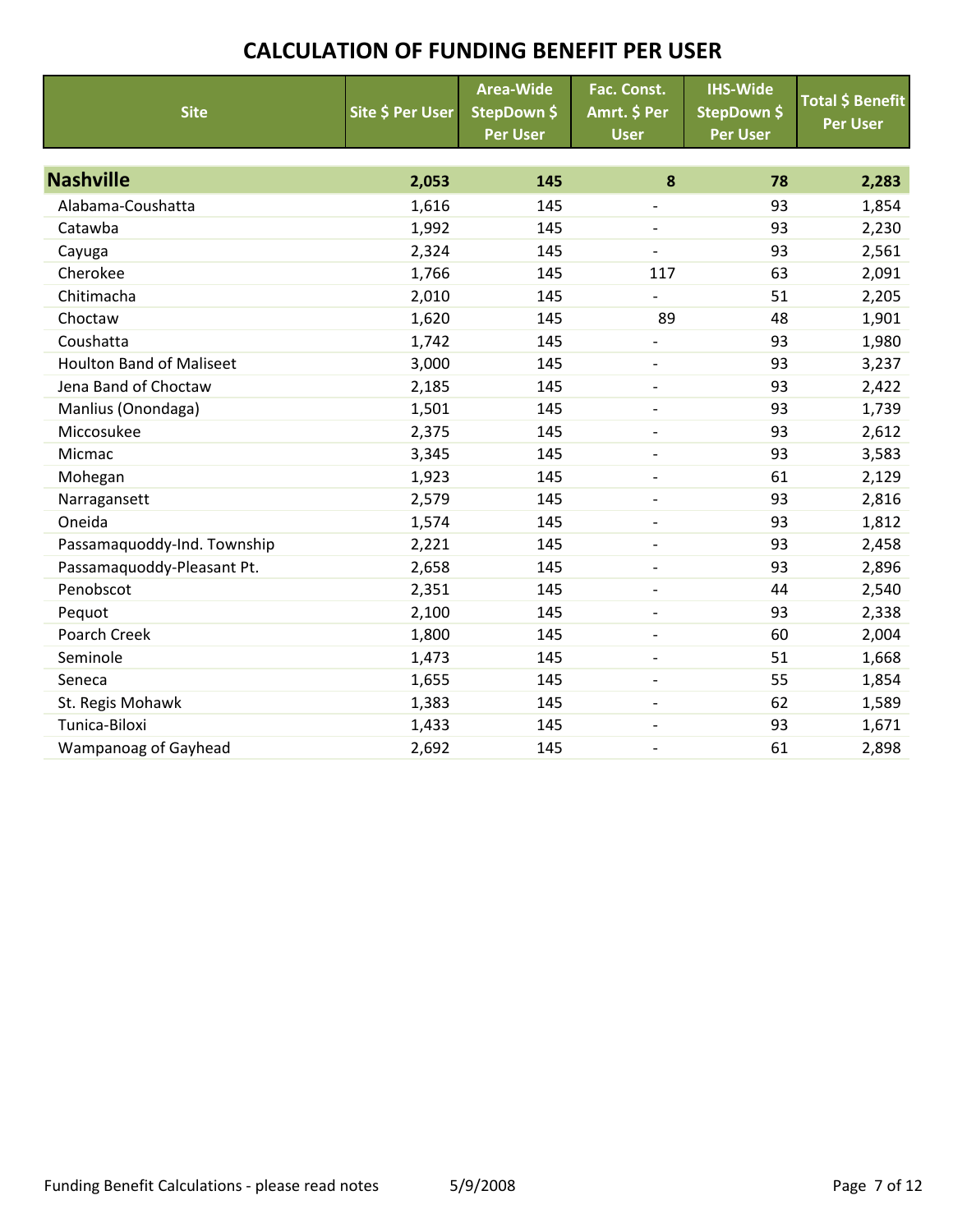# CALCULATION OF FUNDING BENEFIT PER USER

| Site | Site $ Per User | Area-Wide StepDown $ Per User | Fac. Const. Amrt. $ Per User | IHS-Wide StepDown $ Per User | Total $ Benefit Per User |
|---|---|---|---|---|---|
| **Nashville** | **2,053** | **145** | **8** | **78** | **2,283** |
| Alabama-Coushatta | 1,616 | 145 | - | 93 | 1,854 |
| Catawba | 1,992 | 145 | - | 93 | 2,230 |
| Cayuga | 2,324 | 145 | - | 93 | 2,561 |
| Cherokee | 1,766 | 145 | 117 | 63 | 2,091 |
| Chitimacha | 2,010 | 145 | - | 51 | 2,205 |
| Choctaw | 1,620 | 145 | 89 | 48 | 1,901 |
| Coushatta | 1,742 | 145 | - | 93 | 1,980 |
| Houlton Band of Maliseet | 3,000 | 145 | - | 93 | 3,237 |
| Jena Band of Choctaw | 2,185 | 145 | - | 93 | 2,422 |
| Manlius (Onondaga) | 1,501 | 145 | - | 93 | 1,739 |
| Miccosukee | 2,375 | 145 | - | 93 | 2,612 |
| Micmac | 3,345 | 145 | - | 93 | 3,583 |
| Mohegan | 1,923 | 145 | - | 61 | 2,129 |
| Narragansett | 2,579 | 145 | - | 93 | 2,816 |
| Oneida | 1,574 | 145 | - | 93 | 1,812 |
| Passamaquoddy-Ind. Township | 2,221 | 145 | - | 93 | 2,458 |
| Passamaquoddy-Pleasant Pt. | 2,658 | 145 | - | 93 | 2,896 |
| Penobscot | 2,351 | 145 | - | 44 | 2,540 |
| Pequot | 2,100 | 145 | - | 93 | 2,338 |
| Poarch Creek | 1,800 | 145 | - | 60 | 2,004 |
| Seminole | 1,473 | 145 | - | 51 | 1,668 |
| Seneca | 1,655 | 145 | - | 55 | 1,854 |
| St. Regis Mohawk | 1,383 | 145 | - | 62 | 1,589 |
| Tunica-Biloxi | 1,433 | 145 | - | 93 | 1,671 |
| Wampanoag of Gayhead | 2,692 | 145 | - | 61 | 2,898 |

Funding Benefit Calculations - please read notes 5/9/2008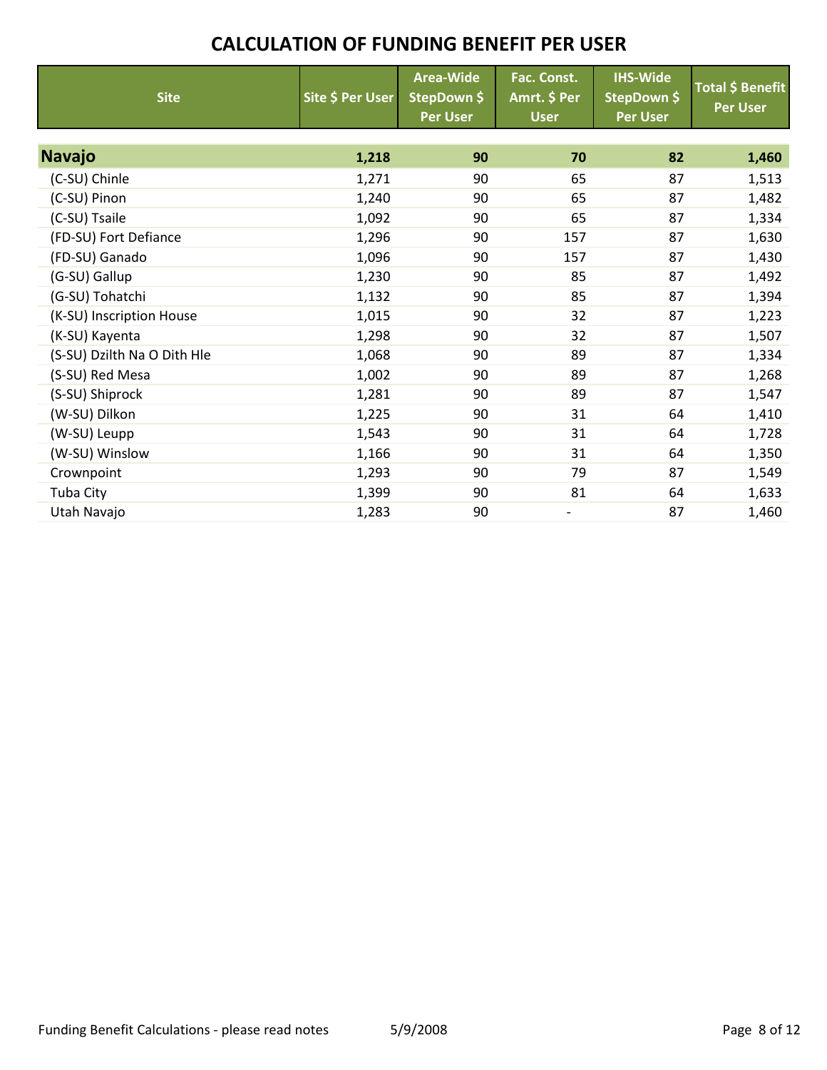# CALCULATION OF FUNDING BENEFIT PER USER

| Site | Site $ Per User | Area-Wide StepDown $ Per User | Fac. Const. Amrt. $ Per User | IHS-Wide StepDown $ Per User | Total $ Benefit Per User |
|---|---|---|---|---|---|
| **Navajo** | **1,218** | **90** | **70** | **82** | **1,460** |
| (C-SU) Chinle | 1,271 | 90 | 65 | 87 | 1,513 |
| (C-SU) Pinon | 1,240 | 90 | 65 | 87 | 1,482 |
| (C-SU) Tsaile | 1,092 | 90 | 65 | 87 | 1,334 |
| (FD-SU) Fort Defiance | 1,296 | 90 | 157 | 87 | 1,630 |
| (FD-SU) Ganado | 1,096 | 90 | 157 | 87 | 1,430 |
| (G-SU) Gallup | 1,230 | 90 | 85 | 87 | 1,492 |
| (G-SU) Tohatchi | 1,132 | 90 | 85 | 87 | 1,394 |
| (K-SU) Inscription House | 1,015 | 90 | 32 | 87 | 1,223 |
| (K-SU) Kayenta | 1,298 | 90 | 32 | 87 | 1,507 |
| (S-SU) Dzilth Na O Dith Hle | 1,068 | 90 | 89 | 87 | 1,334 |
| (S-SU) Red Mesa | 1,002 | 90 | 89 | 87 | 1,268 |
| (S-SU) Shiprock | 1,281 | 90 | 89 | 87 | 1,547 |
| (W-SU) Dilkon | 1,225 | 90 | 31 | 64 | 1,410 |
| (W-SU) Leupp | 1,543 | 90 | 31 | 64 | 1,728 |
| (W-SU) Winslow | 1,166 | 90 | 31 | 64 | 1,350 |
| Crownpoint | 1,293 | 90 | 79 | 87 | 1,549 |
| Tuba City | 1,399 | 90 | 81 | 64 | 1,633 |
| Utah Navajo | 1,283 | 90 | - | 87 | 1,460 |

Funding Benefit Calculations - please read notes 5/9/2008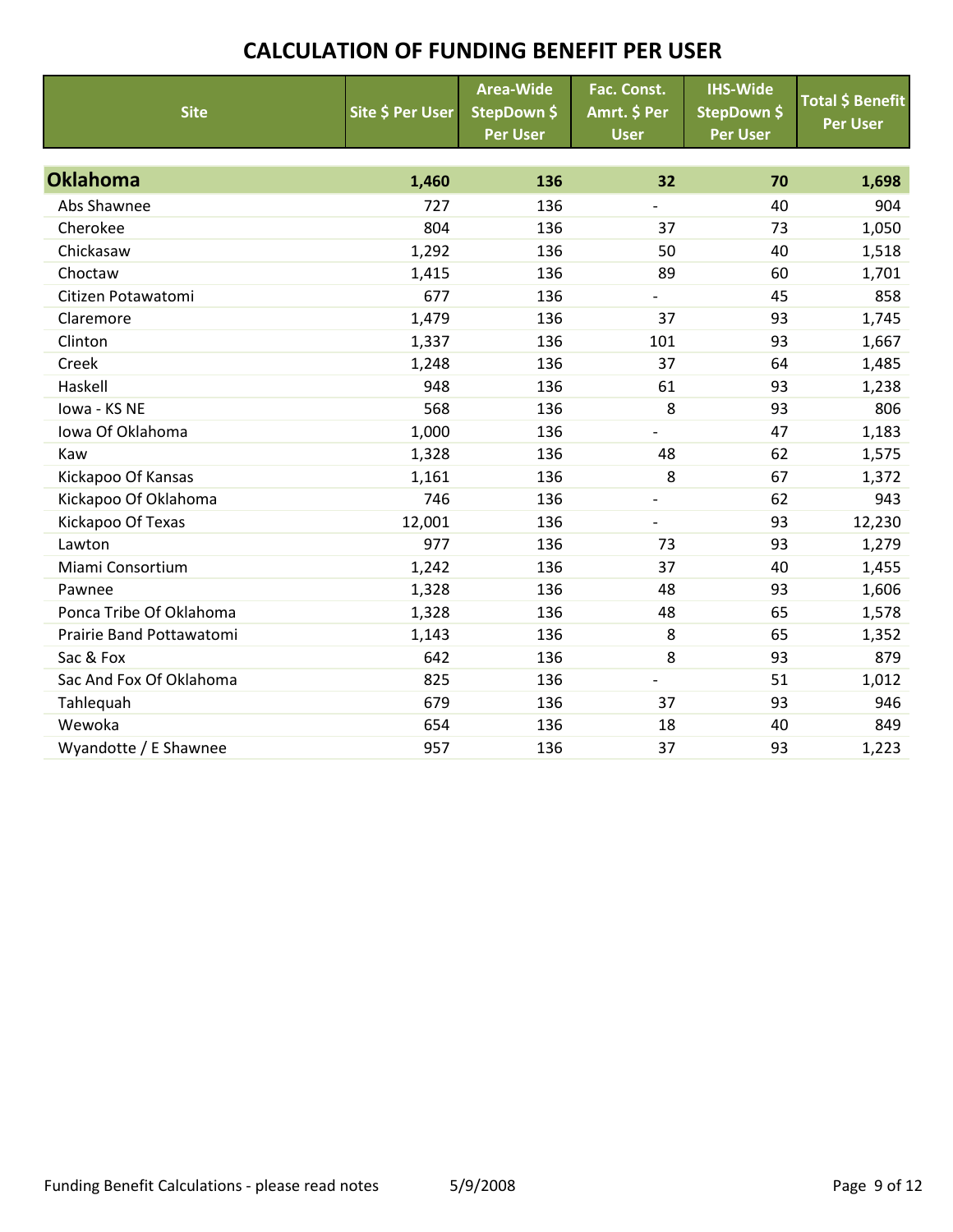# CALCULATION OF FUNDING BENEFIT PER USER

| Site | Site $ Per User | Area-Wide StepDown $ Per User | Fac. Const. Amrt. $ Per User | IHS-Wide StepDown $ Per User | Total $ Benefit Per User |
|---|---|---|---|---|---|
| **Oklahoma** | **1,460** | **136** | **32** | **70** | **1,698** |
| Abs Shawnee | 727 | 136 | - | 40 | 904 |
| Cherokee | 804 | 136 | 37 | 73 | 1,050 |
| Chickasaw | 1,292 | 136 | 50 | 40 | 1,518 |
| Choctaw | 1,415 | 136 | 89 | 60 | 1,701 |
| Citizen Potawatomi | 677 | 136 | - | 45 | 858 |
| Claremore | 1,479 | 136 | 37 | 93 | 1,745 |
| Clinton | 1,337 | 136 | 101 | 93 | 1,667 |
| Creek | 1,248 | 136 | 37 | 64 | 1,485 |
| Haskell | 948 | 136 | 61 | 93 | 1,238 |
| Iowa - KS NE | 568 | 136 | 8 | 93 | 806 |
| Iowa Of Oklahoma | 1,000 | 136 | - | 47 | 1,183 |
| Kaw | 1,328 | 136 | 48 | 62 | 1,575 |
| Kickapoo Of Kansas | 1,161 | 136 | 8 | 67 | 1,372 |
| Kickapoo Of Oklahoma | 746 | 136 | - | 62 | 943 |
| Kickapoo Of Texas | 12,001 | 136 | - | 93 | 12,230 |
| Lawton | 977 | 136 | 73 | 93 | 1,279 |
| Miami Consortium | 1,242 | 136 | 37 | 40 | 1,455 |
| Pawnee | 1,328 | 136 | 48 | 93 | 1,606 |
| Ponca Tribe Of Oklahoma | 1,328 | 136 | 48 | 65 | 1,578 |
| Prairie Band Pottawatomi | 1,143 | 136 | 8 | 65 | 1,352 |
| Sac & Fox | 642 | 136 | 8 | 93 | 879 |
| Sac And Fox Of Oklahoma | 825 | 136 | - | 51 | 1,012 |
| Tahlequah | 679 | 136 | 37 | 93 | 946 |
| Wewoka | 654 | 136 | 18 | 40 | 849 |
| Wyandotte / E Shawnee | 957 | 136 | 37 | 93 | 1,223 |

Funding Benefit Calculations - please read notes 5/9/2008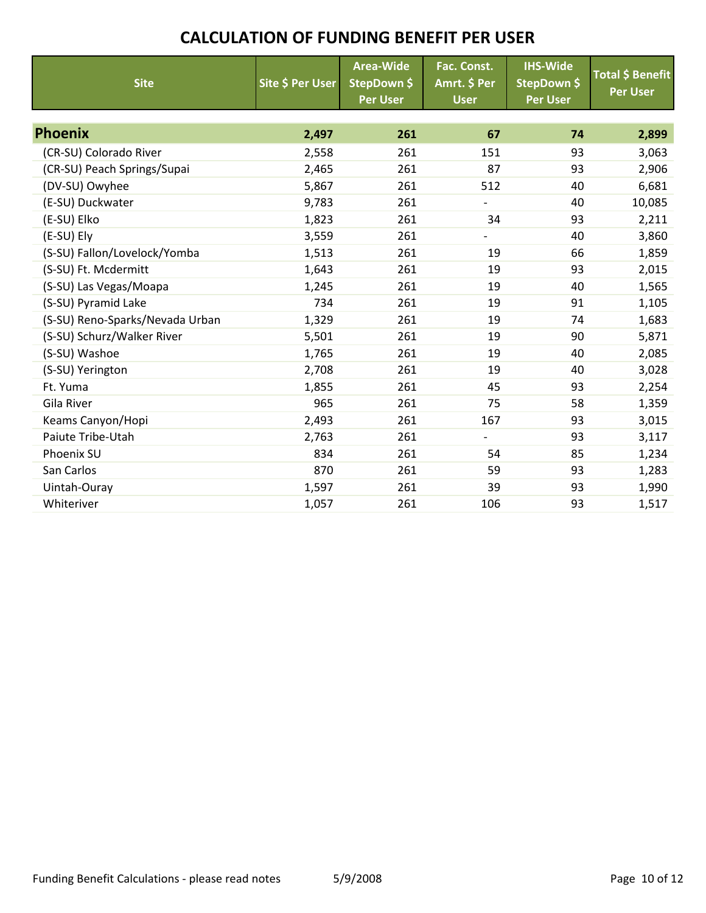# CALCULATION OF FUNDING BENEFIT PER USER

| Site | Site $ Per User | Area-Wide StepDown $ Per User | Fac. Const. Amrt. $ Per User | IHS-Wide StepDown $ Per User | Total $ Benefit Per User |
|---|---|---|---|---|---|
| **Phoenix** | **2,497** | **261** | **67** | **74** | **2,899** |
| (CR-SU) Colorado River | 2,558 | 261 | 151 | 93 | 3,063 |
| (CR-SU) Peach Springs/Supai | 2,465 | 261 | 87 | 93 | 2,906 |
| (DV-SU) Owyhee | 5,867 | 261 | 512 | 40 | 6,681 |
| (E-SU) Duckwater | 9,783 | 261 | - | 40 | 10,085 |
| (E-SU) Elko | 1,823 | 261 | 34 | 93 | 2,211 |
| (E-SU) Ely | 3,559 | 261 | - | 40 | 3,860 |
| (S-SU) Fallon/Lovelock/Yomba | 1,513 | 261 | 19 | 66 | 1,859 |
| (S-SU) Ft. Mcdermitt | 1,643 | 261 | 19 | 93 | 2,015 |
| (S-SU) Las Vegas/Moapa | 1,245 | 261 | 19 | 40 | 1,565 |
| (S-SU) Pyramid Lake | 734 | 261 | 19 | 91 | 1,105 |
| (S-SU) Reno-Sparks/Nevada Urban | 1,329 | 261 | 19 | 74 | 1,683 |
| (S-SU) Schurz/Walker River | 5,501 | 261 | 19 | 90 | 5,871 |
| (S-SU) Washoe | 1,765 | 261 | 19 | 40 | 2,085 |
| (S-SU) Yerington | 2,708 | 261 | 19 | 40 | 3,028 |
| Ft. Yuma | 1,855 | 261 | 45 | 93 | 2,254 |
| Gila River | 965 | 261 | 75 | 58 | 1,359 |
| Keams Canyon/Hopi | 2,493 | 261 | 167 | 93 | 3,015 |
| Paiute Tribe-Utah | 2,763 | 261 | - | 93 | 3,117 |
| Phoenix SU | 834 | 261 | 54 | 85 | 1,234 |
| San Carlos | 870 | 261 | 59 | 93 | 1,283 |
| Uintah-Ouray | 1,597 | 261 | 39 | 93 | 1,990 |
| Whiteriver | 1,057 | 261 | 106 | 93 | 1,517 |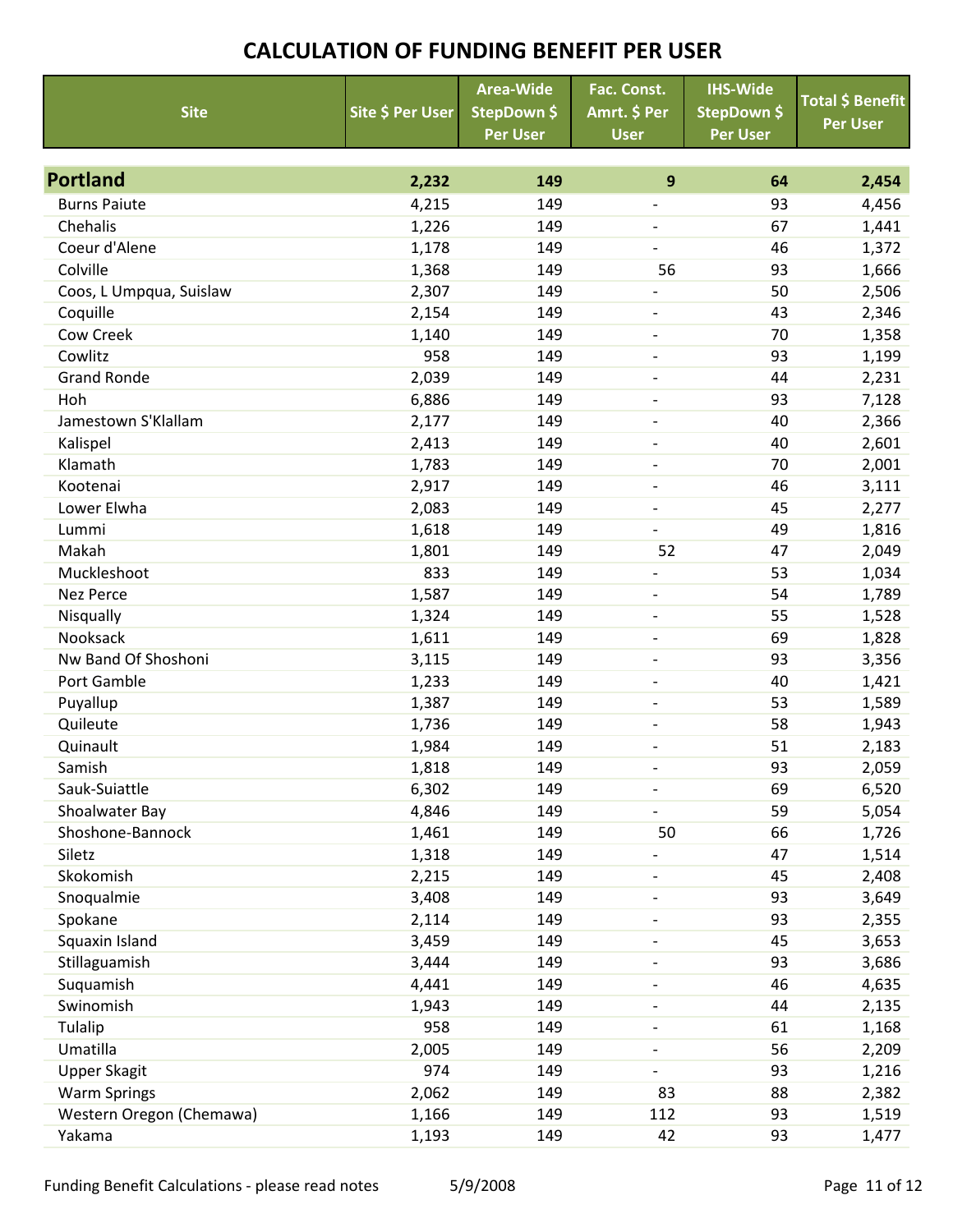# CALCULATION OF FUNDING BENEFIT PER USER

| Site | Site $ Per User | Area-Wide StepDown $ Per User | Fac. Const. Amrt. $ Per User | IHS-Wide StepDown $ Per User | Total $ Benefit Per User |
|---|---|---|---|---|---|
| **Portland** | **2,232** | **149** | **9** | **64** | **2,454** |
| Burns Paiute | 4,215 | 149 | - | 93 | 4,456 |
| Chehalis | 1,226 | 149 | - | 67 | 1,441 |
| Coeur d'Alene | 1,178 | 149 | - | 46 | 1,372 |
| Colville | 1,368 | 149 | 56 | 93 | 1,666 |
| Coos, L Umpqua, Suislaw | 2,307 | 149 | - | 50 | 2,506 |
| Coquille | 2,154 | 149 | - | 43 | 2,346 |
| Cow Creek | 1,140 | 149 | - | 70 | 1,358 |
| Cowlitz | 958 | 149 | - | 93 | 1,199 |
| Grand Ronde | 2,039 | 149 | - | 44 | 2,231 |
| Hoh | 6,886 | 149 | - | 93 | 7,128 |
| Jamestown S'Klallam | 2,177 | 149 | - | 40 | 2,366 |
| Kalispel | 2,413 | 149 | - | 40 | 2,601 |
| Klamath | 1,783 | 149 | - | 70 | 2,001 |
| Kootenai | 2,917 | 149 | - | 46 | 3,111 |
| Lower Elwha | 2,083 | 149 | - | 45 | 2,277 |
| Lummi | 1,618 | 149 | - | 49 | 1,816 |
| Makah | 1,801 | 149 | 52 | 47 | 2,049 |
| Muckleshoot | 833 | 149 | - | 53 | 1,034 |
| Nez Perce | 1,587 | 149 | - | 54 | 1,789 |
| Nisqually | 1,324 | 149 | - | 55 | 1,528 |
| Nooksack | 1,611 | 149 | - | 69 | 1,828 |
| Nw Band Of Shoshoni | 3,115 | 149 | - | 93 | 3,356 |
| Port Gamble | 1,233 | 149 | - | 40 | 1,421 |
| Puyallup | 1,387 | 149 | - | 53 | 1,589 |
| Quileute | 1,736 | 149 | - | 58 | 1,943 |
| Quinault | 1,984 | 149 | - | 51 | 2,183 |
| Samish | 1,818 | 149 | - | 93 | 2,059 |
| Sauk-Suiattle | 6,302 | 149 | - | 69 | 6,520 |
| Shoalwater Bay | 4,846 | 149 | - | 59 | 5,054 |
| Shoshone-Bannock | 1,461 | 149 | 50 | 66 | 1,726 |
| Siletz | 1,318 | 149 | - | 47 | 1,514 |
| Skokomish | 2,215 | 149 | - | 45 | 2,408 |
| Snoqualmie | 3,408 | 149 | - | 93 | 3,649 |
| Spokane | 2,114 | 149 | - | 93 | 2,355 |
| Squaxin Island | 3,459 | 149 | - | 45 | 3,653 |
| Stillaguamish | 3,444 | 149 | - | 93 | 3,686 |
| Suquamish | 4,441 | 149 | - | 46 | 4,635 |
| Swinomish | 1,943 | 149 | - | 44 | 2,135 |
| Tulalip | 958 | 149 | - | 61 | 1,168 |
| Umatilla | 2,005 | 149 | - | 56 | 2,209 |
| Upper Skagit | 974 | 149 | - | 93 | 1,216 |
| Warm Springs | 2,062 | 149 | 83 | 88 | 2,382 |
| Western Oregon (Chemawa) | 1,166 | 149 | 112 | 93 | 1,519 |
| Yakama | 1,193 | 149 | 42 | 93 | 1,477 |

Funding Benefit Calculations - please read notes 5/9/2008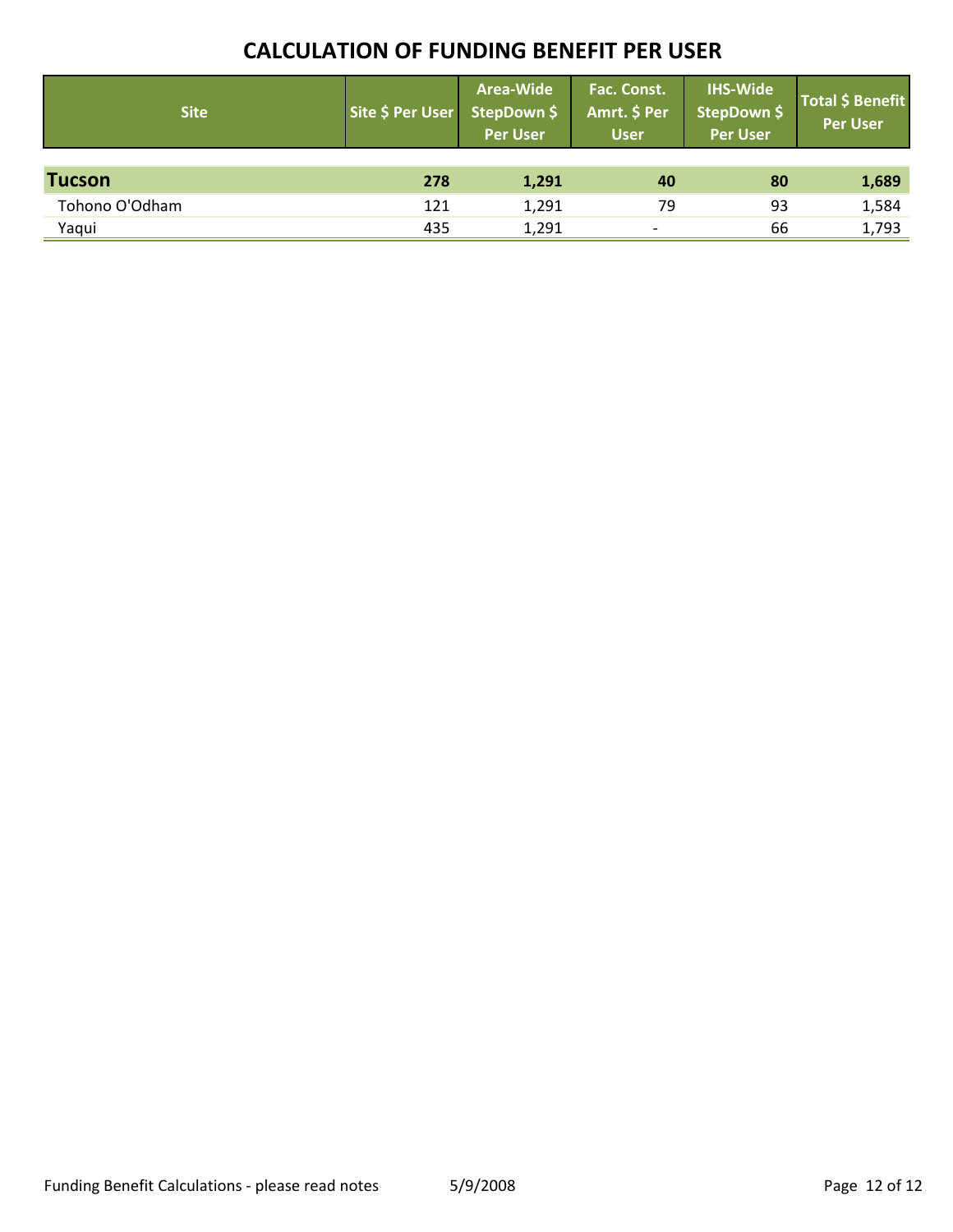# CALCULATION OF FUNDING BENEFIT PER USER

| Site | Site $ Per User | Area-Wide StepDown $ Per User | Fac. Const. Amrt. $ Per User | IHS-Wide StepDown $ Per User | Total $ Benefit Per User |
|---|---|---|---|---|---|
| **Tucson** | **278** | **1,291** | **40** | **80** | **1,689** |
| Tohono O'Odham | 121 | 1,291 | 79 | 93 | 1,584 |
| Yaqui | 435 | 1,291 | - | 66 | 1,793 |

Funding Benefit Calculations - please read notes    5/9/2008